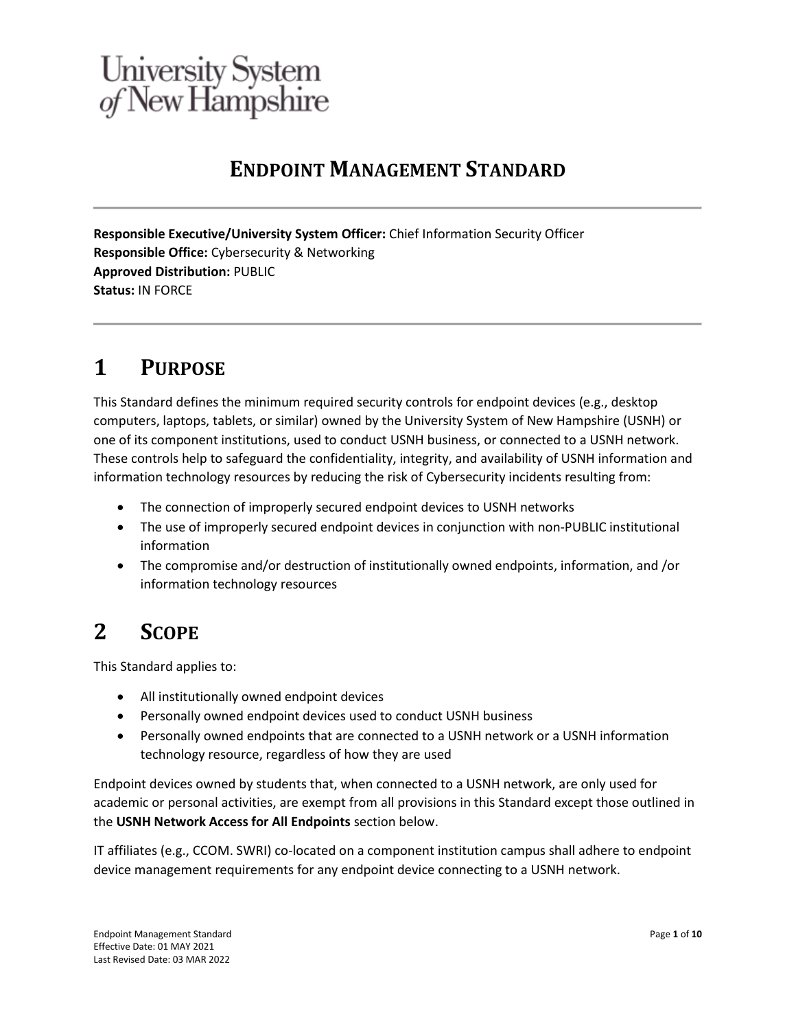University System of New Hampshire

# ENDPOINT MANAGEMENT STANDARD

**Responsible Executive/University System Officer:** Chief Information Security Officer
**Responsible Office:** Cybersecurity & Networking
**Approved Distribution:** PUBLIC
**Status:** IN FORCE

## 1 PURPOSE

This Standard defines the minimum required security controls for endpoint devices (e.g., desktop computers, laptops, tablets, or similar) owned by the University System of New Hampshire (USNH) or one of its component institutions, used to conduct USNH business, or connected to a USNH network. These controls help to safeguard the confidentiality, integrity, and availability of USNH information and information technology resources by reducing the risk of Cybersecurity incidents resulting from:

- The connection of improperly secured endpoint devices to USNH networks
- The use of improperly secured endpoint devices in conjunction with non-PUBLIC institutional information
- The compromise and/or destruction of institutionally owned endpoints, information, and /or information technology resources

## 2 SCOPE

This Standard applies to:

- All institutionally owned endpoint devices
- Personally owned endpoint devices used to conduct USNH business
- Personally owned endpoints that are connected to a USNH network or a USNH information technology resource, regardless of how they are used

Endpoint devices owned by students that, when connected to a USNH network, are only used for academic or personal activities, are exempt from all provisions in this Standard except those outlined in the **USNH Network Access for All Endpoints** section below.

IT affiliates (e.g., CCOM. SWRI) co-located on a component institution campus shall adhere to endpoint device management requirements for any endpoint device connecting to a USNH network.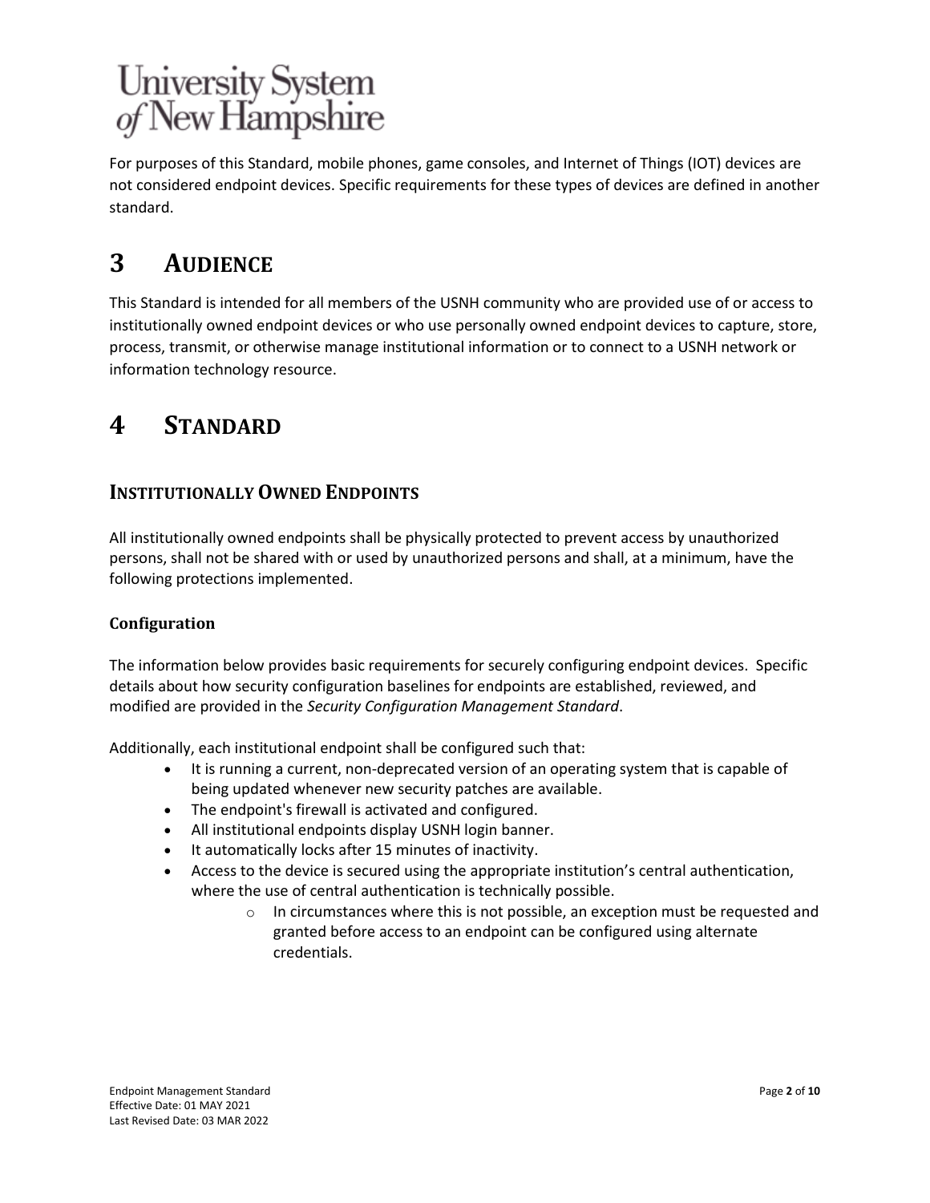For purposes of this Standard, mobile phones, game consoles, and Internet of Things (IOT) devices are not considered endpoint devices. Specific requirements for these types of devices are defined in another standard.

# 3 AUDIENCE

This Standard is intended for all members of the USNH community who are provided use of or access to institutionally owned endpoint devices or who use personally owned endpoint devices to capture, store, process, transmit, or otherwise manage institutional information or to connect to a USNH network or information technology resource.

# 4 STANDARD

## INSTITUTIONALLY OWNED ENDPOINTS

All institutionally owned endpoints shall be physically protected to prevent access by unauthorized persons, shall not be shared with or used by unauthorized persons and shall, at a minimum, have the following protections implemented.

### Configuration

The information below provides basic requirements for securely configuring endpoint devices. Specific details about how security configuration baselines for endpoints are established, reviewed, and modified are provided in the *Security Configuration Management Standard*.

Additionally, each institutional endpoint shall be configured such that:

- It is running a current, non-deprecated version of an operating system that is capable of being updated whenever new security patches are available.
- The endpoint's firewall is activated and configured.
- All institutional endpoints display USNH login banner.
- It automatically locks after 15 minutes of inactivity.
- Access to the device is secured using the appropriate institution's central authentication, where the use of central authentication is technically possible.
  - In circumstances where this is not possible, an exception must be requested and granted before access to an endpoint can be configured using alternate credentials.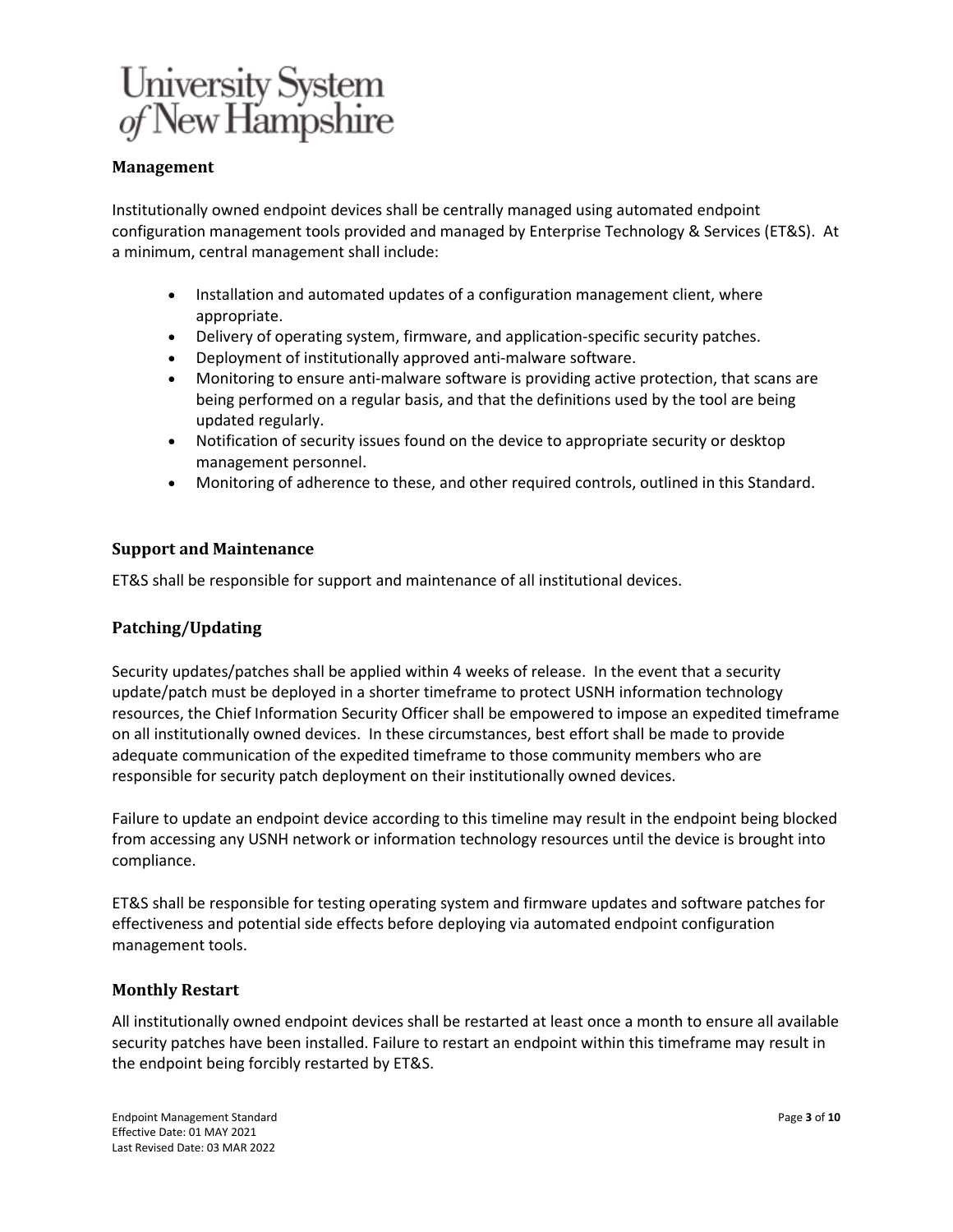## Management

Institutionally owned endpoint devices shall be centrally managed using automated endpoint configuration management tools provided and managed by Enterprise Technology & Services (ET&S). At a minimum, central management shall include:

- Installation and automated updates of a configuration management client, where appropriate.
- Delivery of operating system, firmware, and application-specific security patches.
- Deployment of institutionally approved anti-malware software.
- Monitoring to ensure anti-malware software is providing active protection, that scans are being performed on a regular basis, and that the definitions used by the tool are being updated regularly.
- Notification of security issues found on the device to appropriate security or desktop management personnel.
- Monitoring of adherence to these, and other required controls, outlined in this Standard.

## Support and Maintenance

ET&S shall be responsible for support and maintenance of all institutional devices.

## Patching/Updating

Security updates/patches shall be applied within 4 weeks of release. In the event that a security update/patch must be deployed in a shorter timeframe to protect USNH information technology resources, the Chief Information Security Officer shall be empowered to impose an expedited timeframe on all institutionally owned devices. In these circumstances, best effort shall be made to provide adequate communication of the expedited timeframe to those community members who are responsible for security patch deployment on their institutionally owned devices.

Failure to update an endpoint device according to this timeline may result in the endpoint being blocked from accessing any USNH network or information technology resources until the device is brought into compliance.

ET&S shall be responsible for testing operating system and firmware updates and software patches for effectiveness and potential side effects before deploying via automated endpoint configuration management tools.

## Monthly Restart

All institutionally owned endpoint devices shall be restarted at least once a month to ensure all available security patches have been installed. Failure to restart an endpoint within this timeframe may result in the endpoint being forcibly restarted by ET&S.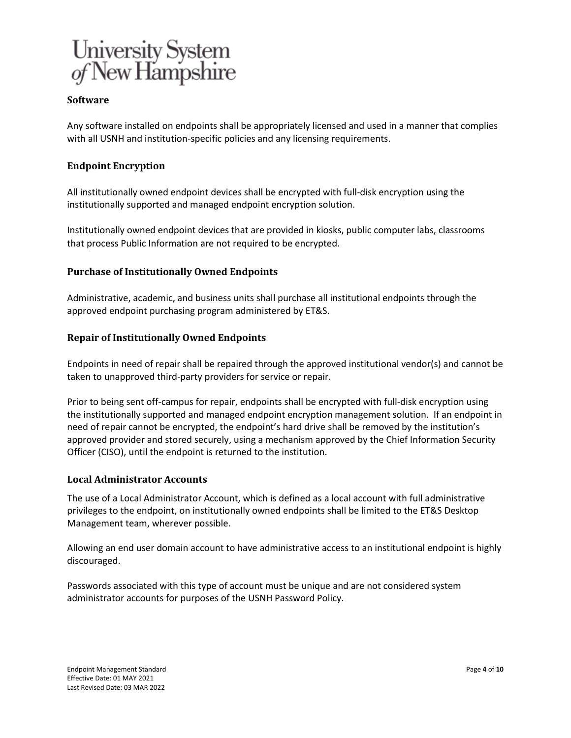### Software

Any software installed on endpoints shall be appropriately licensed and used in a manner that complies with all USNH and institution-specific policies and any licensing requirements.

### Endpoint Encryption

All institutionally owned endpoint devices shall be encrypted with full-disk encryption using the institutionally supported and managed endpoint encryption solution.

Institutionally owned endpoint devices that are provided in kiosks, public computer labs, classrooms that process Public Information are not required to be encrypted.

### Purchase of Institutionally Owned Endpoints

Administrative, academic, and business units shall purchase all institutional endpoints through the approved endpoint purchasing program administered by ET&S.

### Repair of Institutionally Owned Endpoints

Endpoints in need of repair shall be repaired through the approved institutional vendor(s) and cannot be taken to unapproved third-party providers for service or repair.

Prior to being sent off-campus for repair, endpoints shall be encrypted with full-disk encryption using the institutionally supported and managed endpoint encryption management solution. If an endpoint in need of repair cannot be encrypted, the endpoint's hard drive shall be removed by the institution's approved provider and stored securely, using a mechanism approved by the Chief Information Security Officer (CISO), until the endpoint is returned to the institution.

### Local Administrator Accounts

The use of a Local Administrator Account, which is defined as a local account with full administrative privileges to the endpoint, on institutionally owned endpoints shall be limited to the ET&S Desktop Management team, wherever possible.

Allowing an end user domain account to have administrative access to an institutional endpoint is highly discouraged.

Passwords associated with this type of account must be unique and are not considered system administrator accounts for purposes of the USNH Password Policy.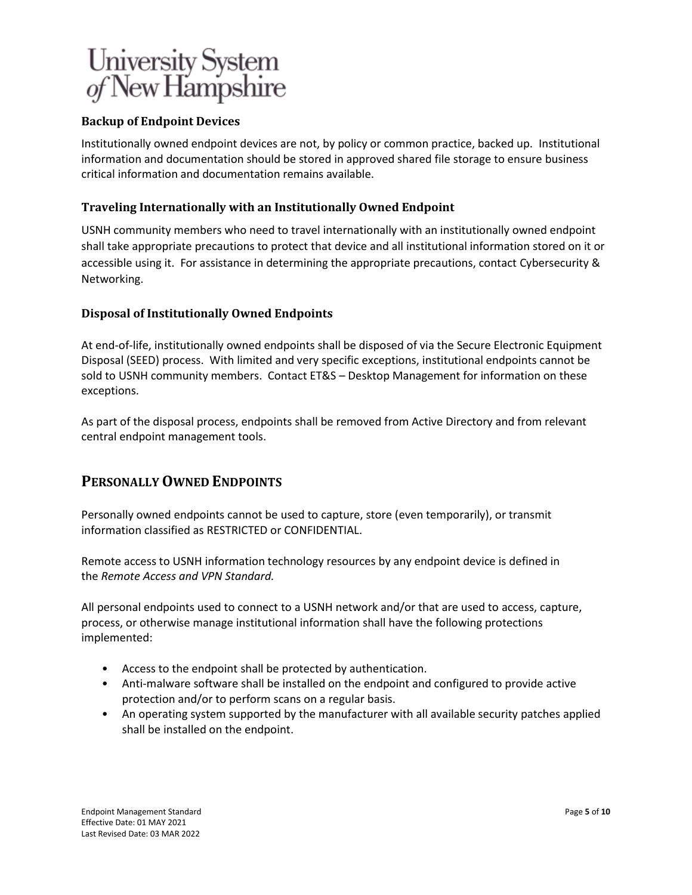### Backup of Endpoint Devices

Institutionally owned endpoint devices are not, by policy or common practice, backed up. Institutional information and documentation should be stored in approved shared file storage to ensure business critical information and documentation remains available.

### Traveling Internationally with an Institutionally Owned Endpoint

USNH community members who need to travel internationally with an institutionally owned endpoint shall take appropriate precautions to protect that device and all institutional information stored on it or accessible using it. For assistance in determining the appropriate precautions, contact Cybersecurity & Networking.

### Disposal of Institutionally Owned Endpoints

At end-of-life, institutionally owned endpoints shall be disposed of via the Secure Electronic Equipment Disposal (SEED) process. With limited and very specific exceptions, institutional endpoints cannot be sold to USNH community members. Contact ET&S – Desktop Management for information on these exceptions.

As part of the disposal process, endpoints shall be removed from Active Directory and from relevant central endpoint management tools.

## PERSONALLY OWNED ENDPOINTS

Personally owned endpoints cannot be used to capture, store (even temporarily), or transmit information classified as RESTRICTED or CONFIDENTIAL.

Remote access to USNH information technology resources by any endpoint device is defined in the *Remote Access and VPN Standard.*

All personal endpoints used to connect to a USNH network and/or that are used to access, capture, process, or otherwise manage institutional information shall have the following protections implemented:

- Access to the endpoint shall be protected by authentication.
- Anti-malware software shall be installed on the endpoint and configured to provide active protection and/or to perform scans on a regular basis.
- An operating system supported by the manufacturer with all available security patches applied shall be installed on the endpoint.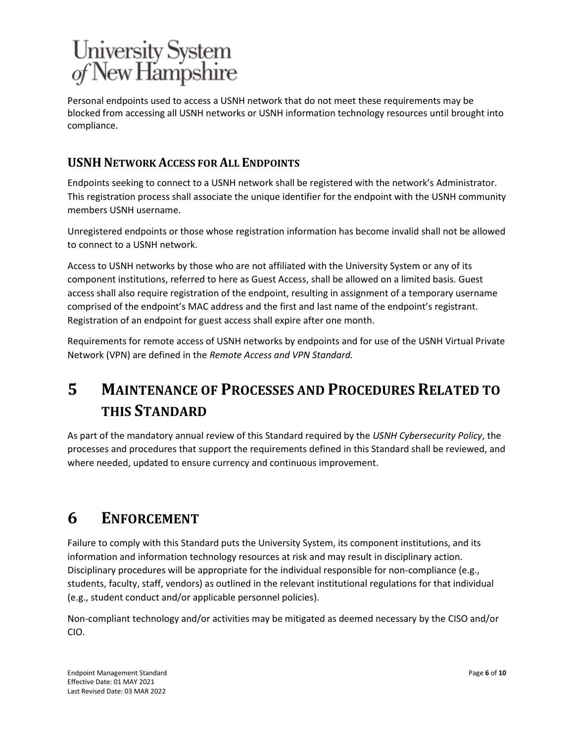Personal endpoints used to access a USNH network that do not meet these requirements may be blocked from accessing all USNH networks or USNH information technology resources until brought into compliance.

### USNH Network Access for All Endpoints

Endpoints seeking to connect to a USNH network shall be registered with the network's Administrator. This registration process shall associate the unique identifier for the endpoint with the USNH community members USNH username.

Unregistered endpoints or those whose registration information has become invalid shall not be allowed to connect to a USNH network.

Access to USNH networks by those who are not affiliated with the University System or any of its component institutions, referred to here as Guest Access, shall be allowed on a limited basis. Guest access shall also require registration of the endpoint, resulting in assignment of a temporary username comprised of the endpoint's MAC address and the first and last name of the endpoint's registrant. Registration of an endpoint for guest access shall expire after one month.

Requirements for remote access of USNH networks by endpoints and for use of the USNH Virtual Private Network (VPN) are defined in the *Remote Access and VPN Standard.*

# 5 Maintenance of Processes and Procedures Related to this Standard

As part of the mandatory annual review of this Standard required by the *USNH Cybersecurity Policy*, the processes and procedures that support the requirements defined in this Standard shall be reviewed, and where needed, updated to ensure currency and continuous improvement.

# 6 Enforcement

Failure to comply with this Standard puts the University System, its component institutions, and its information and information technology resources at risk and may result in disciplinary action. Disciplinary procedures will be appropriate for the individual responsible for non-compliance (e.g., students, faculty, staff, vendors) as outlined in the relevant institutional regulations for that individual (e.g., student conduct and/or applicable personnel policies).

Non-compliant technology and/or activities may be mitigated as deemed necessary by the CISO and/or CIO.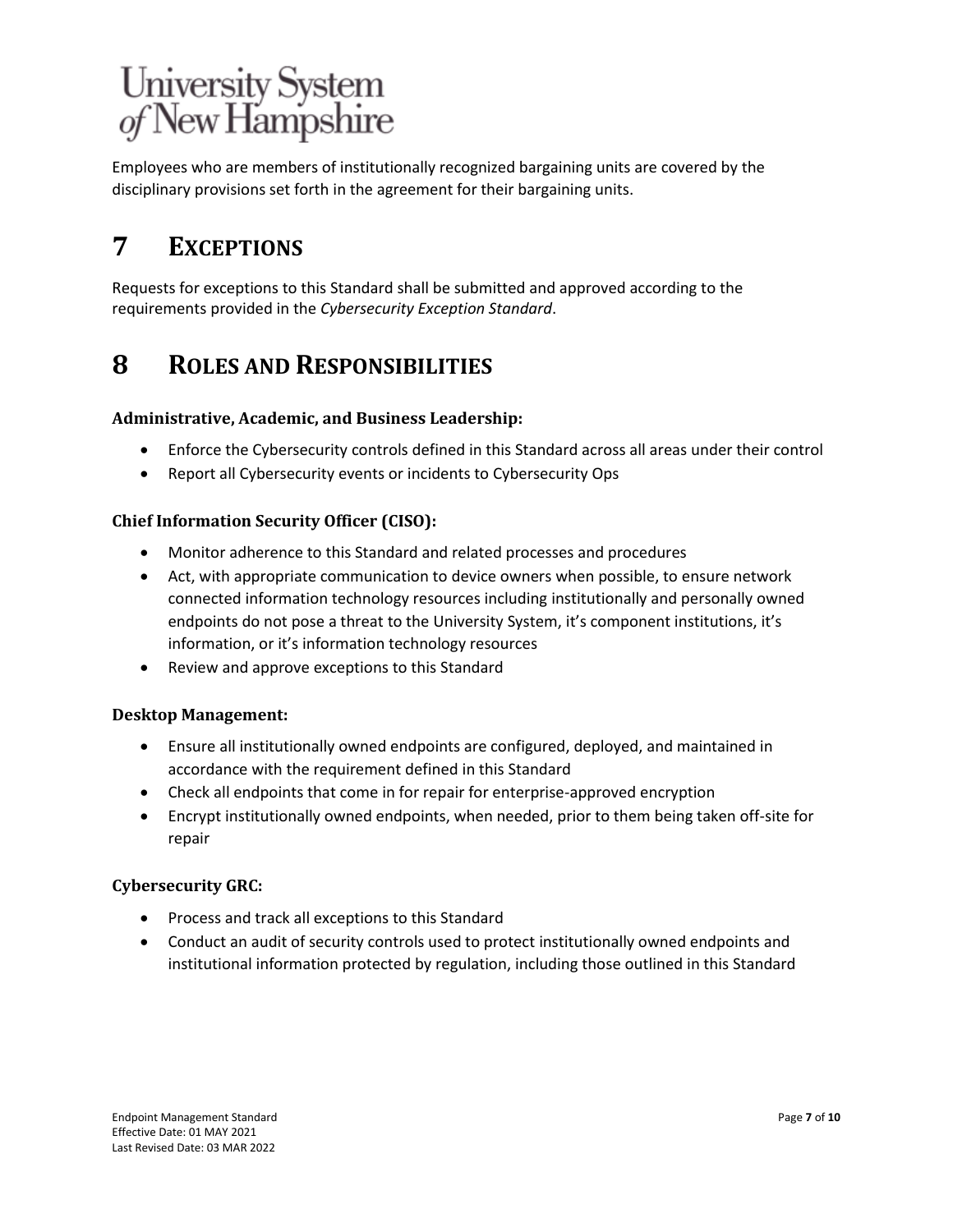Employees who are members of institutionally recognized bargaining units are covered by the disciplinary provisions set forth in the agreement for their bargaining units.

# 7 EXCEPTIONS

Requests for exceptions to this Standard shall be submitted and approved according to the requirements provided in the *Cybersecurity Exception Standard*.

# 8 ROLES AND RESPONSIBILITIES

### Administrative, Academic, and Business Leadership:

- Enforce the Cybersecurity controls defined in this Standard across all areas under their control
- Report all Cybersecurity events or incidents to Cybersecurity Ops

### Chief Information Security Officer (CISO):

- Monitor adherence to this Standard and related processes and procedures
- Act, with appropriate communication to device owners when possible, to ensure network connected information technology resources including institutionally and personally owned endpoints do not pose a threat to the University System, it's component institutions, it's information, or it's information technology resources
- Review and approve exceptions to this Standard

### Desktop Management:

- Ensure all institutionally owned endpoints are configured, deployed, and maintained in accordance with the requirement defined in this Standard
- Check all endpoints that come in for repair for enterprise-approved encryption
- Encrypt institutionally owned endpoints, when needed, prior to them being taken off-site for repair

### Cybersecurity GRC:

- Process and track all exceptions to this Standard
- Conduct an audit of security controls used to protect institutionally owned endpoints and institutional information protected by regulation, including those outlined in this Standard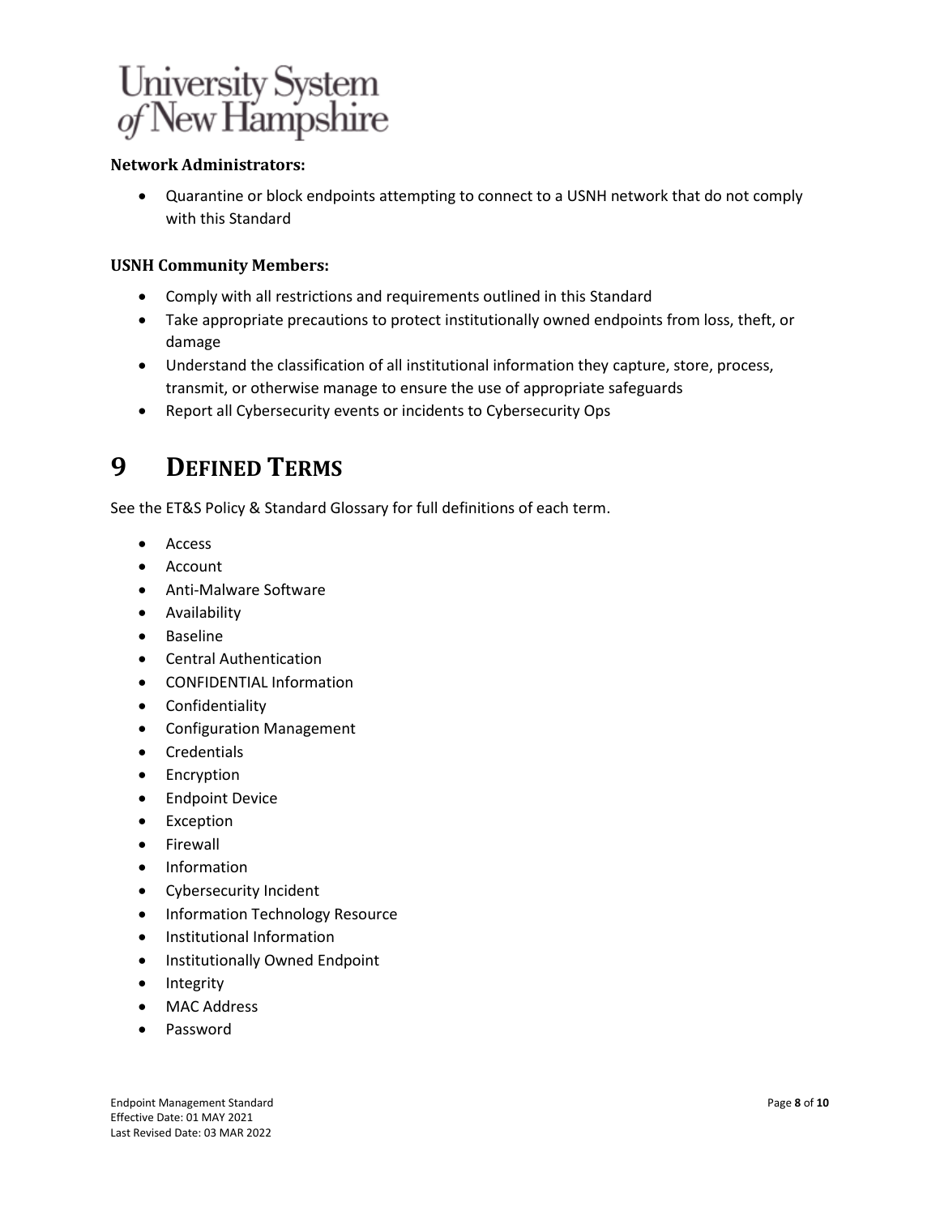**Network Administrators:**

- Quarantine or block endpoints attempting to connect to a USNH network that do not comply with this Standard

**USNH Community Members:**

- Comply with all restrictions and requirements outlined in this Standard
- Take appropriate precautions to protect institutionally owned endpoints from loss, theft, or damage
- Understand the classification of all institutional information they capture, store, process, transmit, or otherwise manage to ensure the use of appropriate safeguards
- Report all Cybersecurity events or incidents to Cybersecurity Ops

# 9 DEFINED TERMS

See the ET&S Policy & Standard Glossary for full definitions of each term.

- Access
- Account
- Anti-Malware Software
- Availability
- Baseline
- Central Authentication
- CONFIDENTIAL Information
- Confidentiality
- Configuration Management
- Credentials
- Encryption
- Endpoint Device
- Exception
- Firewall
- Information
- Cybersecurity Incident
- Information Technology Resource
- Institutional Information
- Institutionally Owned Endpoint
- Integrity
- MAC Address
- Password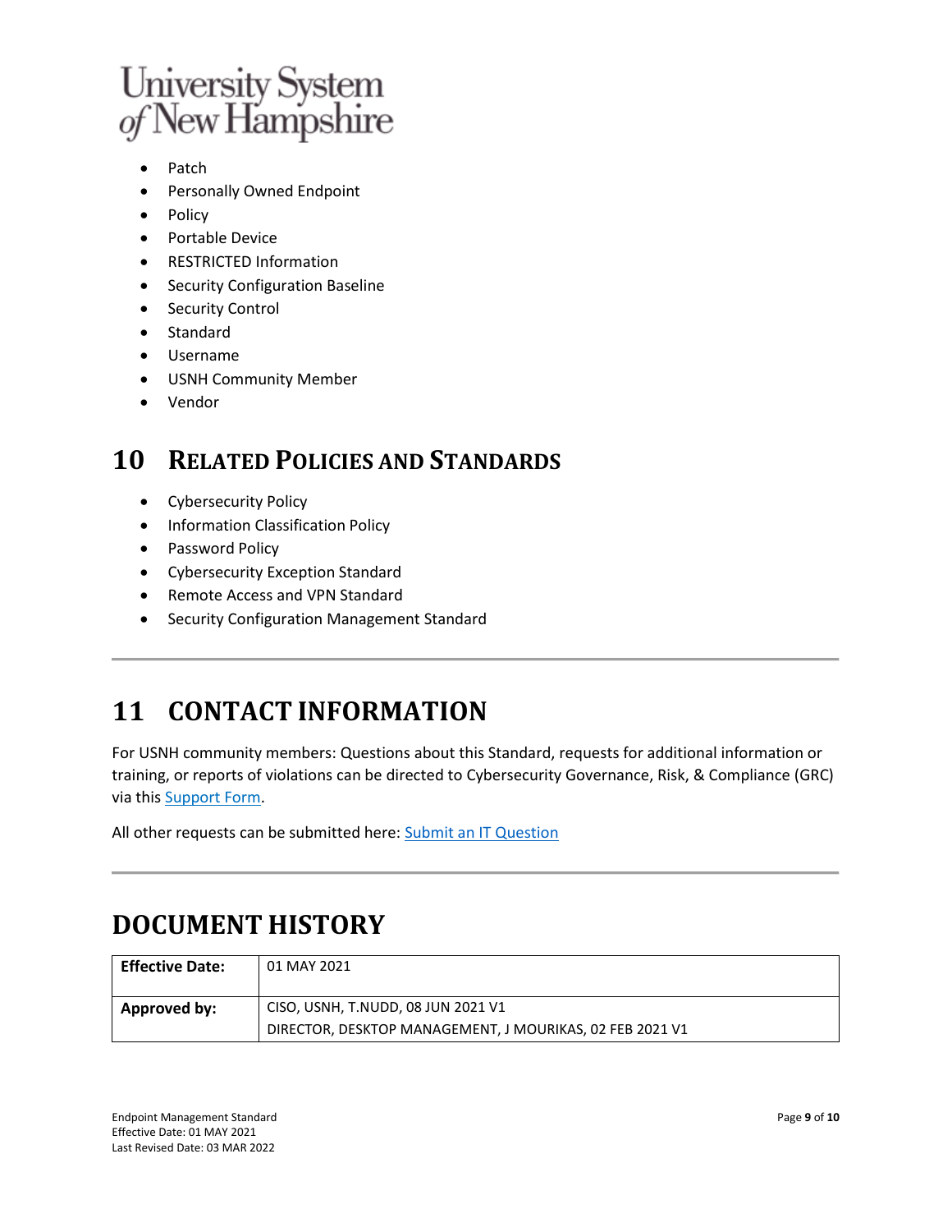- Patch
- Personally Owned Endpoint
- Policy
- Portable Device
- RESTRICTED Information
- Security Configuration Baseline
- Security Control
- Standard
- Username
- USNH Community Member
- Vendor

# 10 RELATED POLICIES AND STANDARDS

- Cybersecurity Policy
- Information Classification Policy
- Password Policy
- Cybersecurity Exception Standard
- Remote Access and VPN Standard
- Security Configuration Management Standard

---

# 11 CONTACT INFORMATION

For USNH community members: Questions about this Standard, requests for additional information or training, or reports of violations can be directed to Cybersecurity Governance, Risk, & Compliance (GRC) via this Support Form.

All other requests can be submitted here: Submit an IT Question

---

# DOCUMENT HISTORY

| | |
|---|---|
| **Effective Date:** | 01 MAY 2021 |
| **Approved by:** | CISO, USNH, T.NUDD, 08 JUN 2021 V1<br>DIRECTOR, DESKTOP MANAGEMENT, J MOURIKAS, 02 FEB 2021 V1 |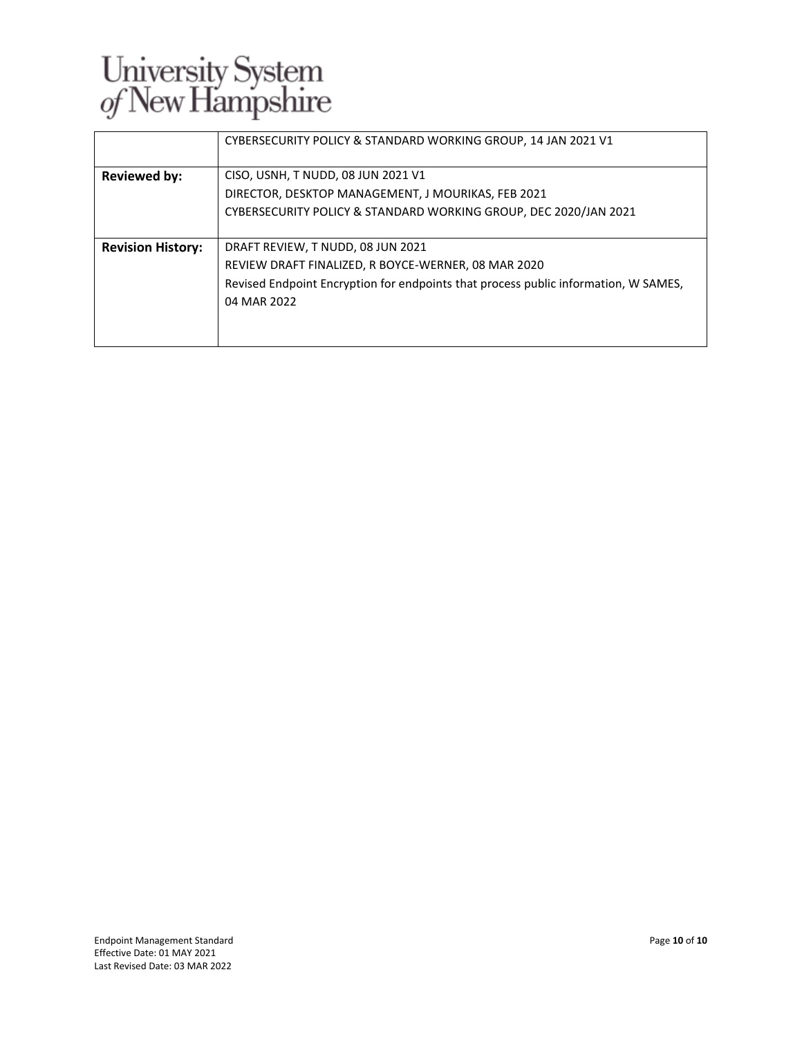| | |
|---|---|
| | CYBERSECURITY POLICY & STANDARD WORKING GROUP, 14 JAN 2021 V1 |
| **Reviewed by:** | CISO, USNH, T NUDD, 08 JUN 2021 V1<br>DIRECTOR, DESKTOP MANAGEMENT, J MOURIKAS, FEB 2021<br>CYBERSECURITY POLICY & STANDARD WORKING GROUP, DEC 2020/JAN 2021 |
| **Revision History:** | DRAFT REVIEW, T NUDD, 08 JUN 2021<br>REVIEW DRAFT FINALIZED, R BOYCE-WERNER, 08 MAR 2020<br>Revised Endpoint Encryption for endpoints that process public information, W SAMES, 04 MAR 2022 |